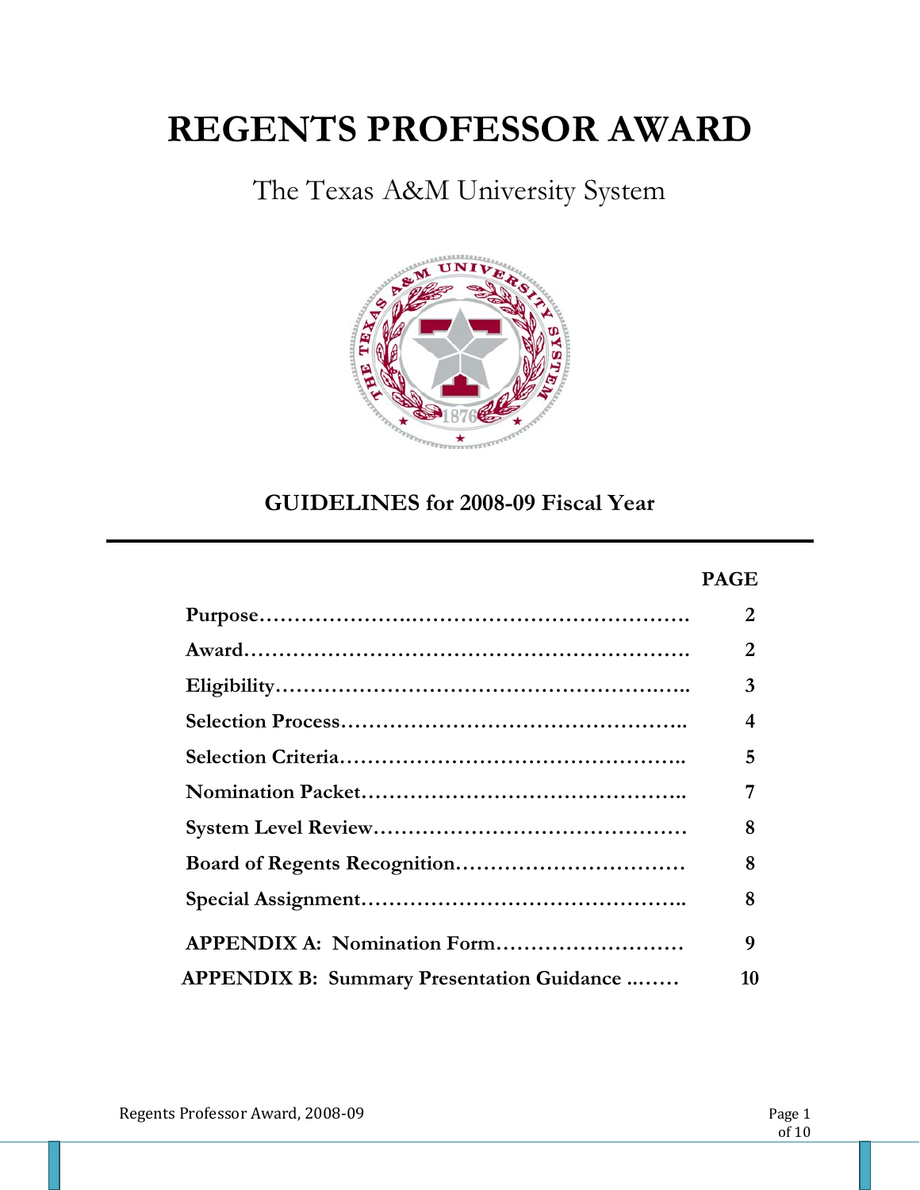# REGENTS PROFESSOR AWARD

## The Texas A&M University System

### GUIDELINES for 2008-09 Fiscal Year

| | PAGE |
|---|---|
| **Purpose** | **2** |
| **Award** | **2** |
| **Eligibility** | **3** |
| **Selection Process** | **4** |
| **Selection Criteria** | **5** |
| **Nomination Packet** | **7** |
| **System Level Review** | **8** |
| **Board of Regents Recognition** | **8** |
| **Special Assignment** | **8** |
| **APPENDIX A: Nomination Form** | **9** |
| **APPENDIX B: Summary Presentation Guidance** | **10** |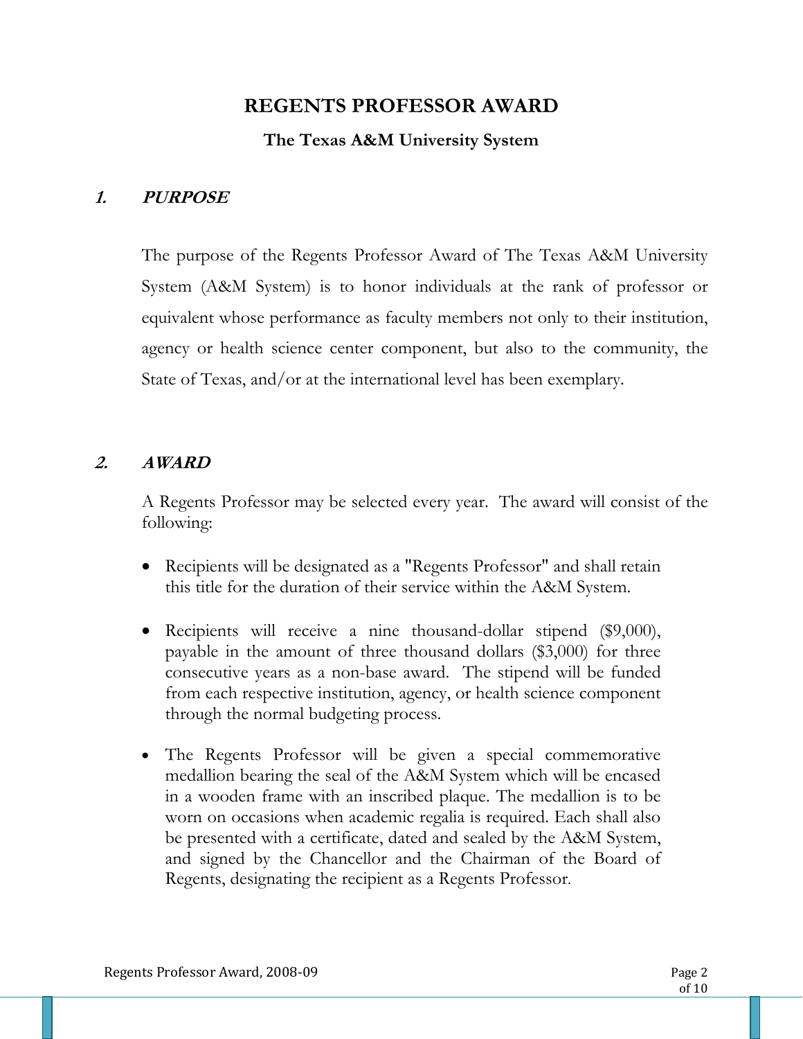# REGENTS PROFESSOR AWARD

### The Texas A&M University System

## *1. PURPOSE*

The purpose of the Regents Professor Award of The Texas A&M University System (A&M System) is to honor individuals at the rank of professor or equivalent whose performance as faculty members not only to their institution, agency or health science center component, but also to the community, the State of Texas, and/or at the international level has been exemplary.

## *2. AWARD*

A Regents Professor may be selected every year. The award will consist of the following:

- Recipients will be designated as a "Regents Professor" and shall retain this title for the duration of their service within the A&M System.
- Recipients will receive a nine thousand-dollar stipend ($9,000), payable in the amount of three thousand dollars ($3,000) for three consecutive years as a non-base award. The stipend will be funded from each respective institution, agency, or health science component through the normal budgeting process.
- The Regents Professor will be given a special commemorative medallion bearing the seal of the A&M System which will be encased in a wooden frame with an inscribed plaque. The medallion is to be worn on occasions when academic regalia is required. Each shall also be presented with a certificate, dated and sealed by the A&M System, and signed by the Chancellor and the Chairman of the Board of Regents, designating the recipient as a Regents Professor.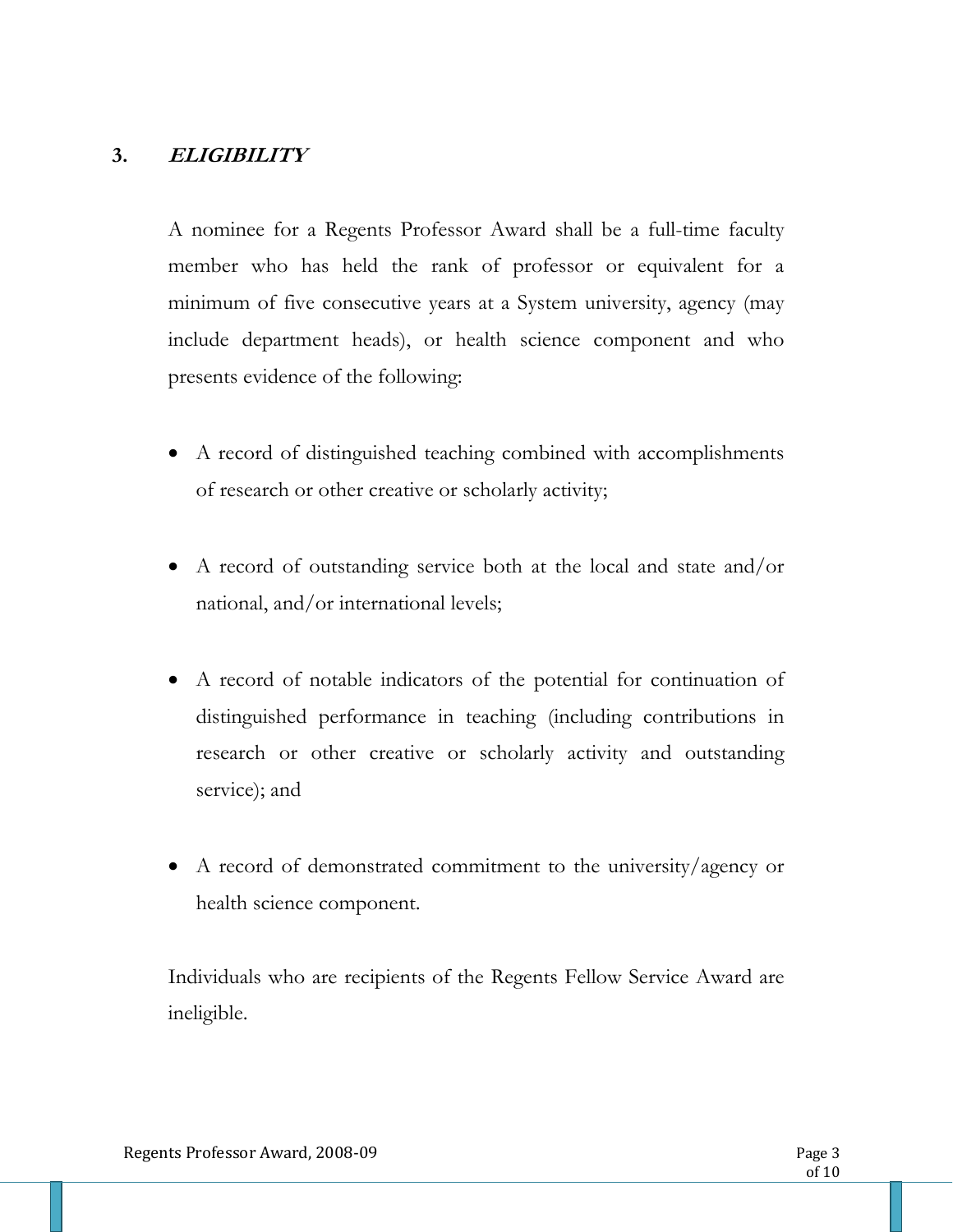## 3. ***ELIGIBILITY***

A nominee for a Regents Professor Award shall be a full-time faculty member who has held the rank of professor or equivalent for a minimum of five consecutive years at a System university, agency (may include department heads), or health science component and who presents evidence of the following:

- A record of distinguished teaching combined with accomplishments of research or other creative or scholarly activity;
- A record of outstanding service both at the local and state and/or national, and/or international levels;
- A record of notable indicators of the potential for continuation of distinguished performance in teaching (including contributions in research or other creative or scholarly activity and outstanding service); and
- A record of demonstrated commitment to the university/agency or health science component.

Individuals who are recipients of the Regents Fellow Service Award are ineligible.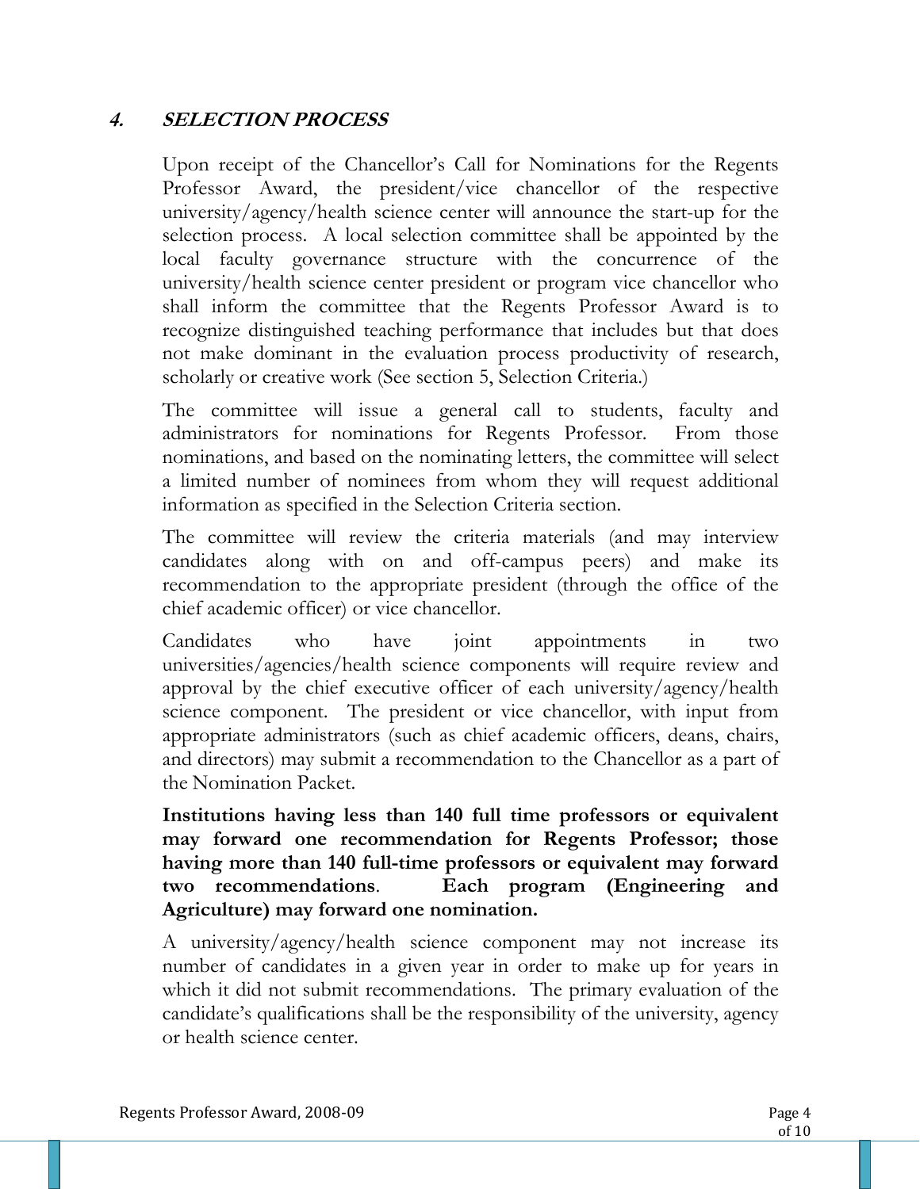## 4. SELECTION PROCESS

Upon receipt of the Chancellor's Call for Nominations for the Regents Professor Award, the president/vice chancellor of the respective university/agency/health science center will announce the start-up for the selection process. A local selection committee shall be appointed by the local faculty governance structure with the concurrence of the university/health science center president or program vice chancellor who shall inform the committee that the Regents Professor Award is to recognize distinguished teaching performance that includes but that does not make dominant in the evaluation process productivity of research, scholarly or creative work (See section 5, Selection Criteria.)

The committee will issue a general call to students, faculty and administrators for nominations for Regents Professor. From those nominations, and based on the nominating letters, the committee will select a limited number of nominees from whom they will request additional information as specified in the Selection Criteria section.

The committee will review the criteria materials (and may interview candidates along with on and off-campus peers) and make its recommendation to the appropriate president (through the office of the chief academic officer) or vice chancellor.

Candidates who have joint appointments in two universities/agencies/health science components will require review and approval by the chief executive officer of each university/agency/health science component. The president or vice chancellor, with input from appropriate administrators (such as chief academic officers, deans, chairs, and directors) may submit a recommendation to the Chancellor as a part of the Nomination Packet.

**Institutions having less than 140 full time professors or equivalent may forward one recommendation for Regents Professor; those having more than 140 full-time professors or equivalent may forward two recommendations**. **Each program (Engineering and Agriculture) may forward one nomination.**

A university/agency/health science component may not increase its number of candidates in a given year in order to make up for years in which it did not submit recommendations. The primary evaluation of the candidate's qualifications shall be the responsibility of the university, agency or health science center.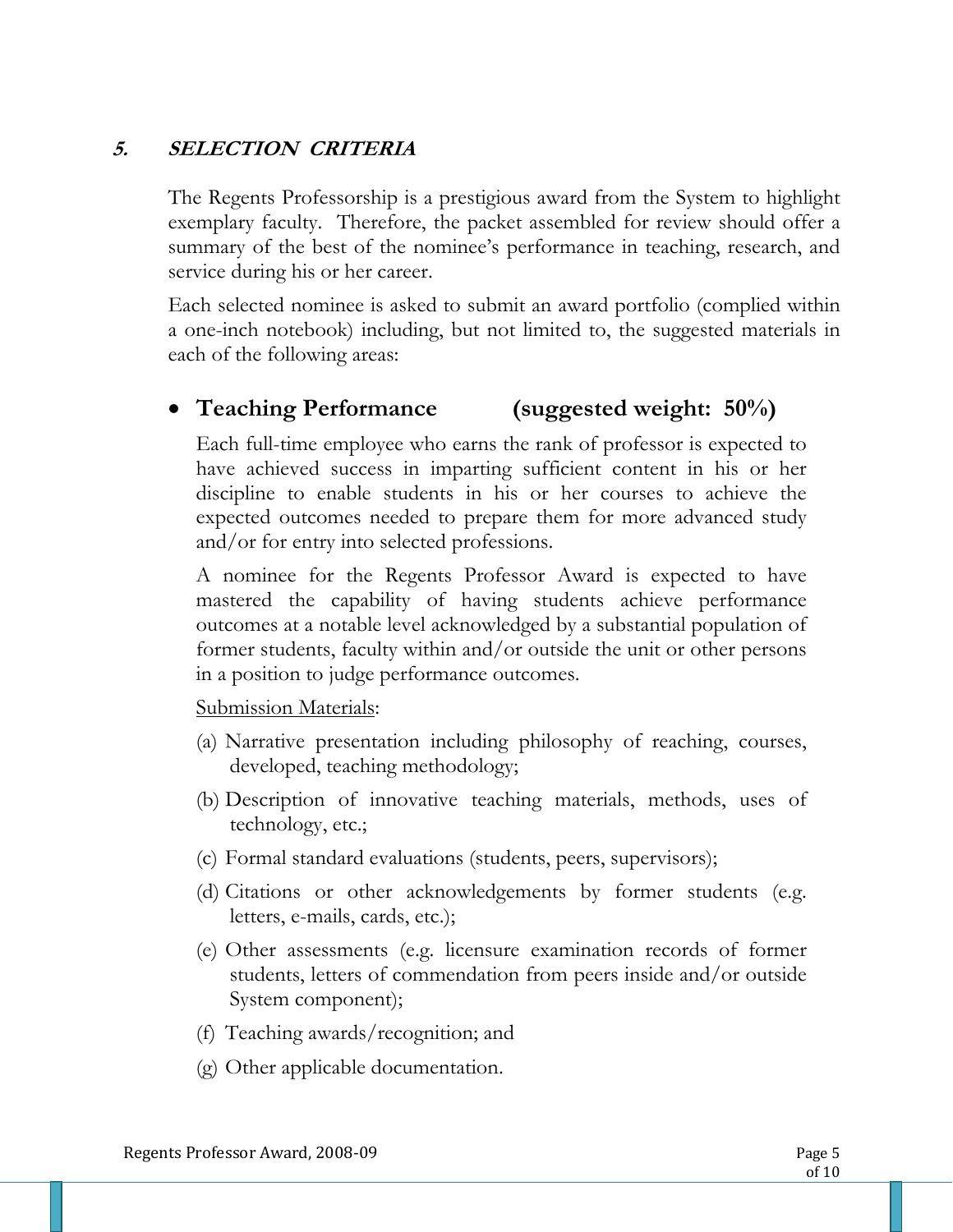## *5. SELECTION CRITERIA*

The Regents Professorship is a prestigious award from the System to highlight exemplary faculty. Therefore, the packet assembled for review should offer a summary of the best of the nominee's performance in teaching, research, and service during his or her career.

Each selected nominee is asked to submit an award portfolio (complied within a one-inch notebook) including, but not limited to, the suggested materials in each of the following areas:

- **Teaching Performance (suggested weight: 50%)**

  Each full-time employee who earns the rank of professor is expected to have achieved success in imparting sufficient content in his or her discipline to enable students in his or her courses to achieve the expected outcomes needed to prepare them for more advanced study and/or for entry into selected professions.

  A nominee for the Regents Professor Award is expected to have mastered the capability of having students achieve performance outcomes at a notable level acknowledged by a substantial population of former students, faculty within and/or outside the unit or other persons in a position to judge performance outcomes.

  <u>Submission Materials</u>:

  (a) Narrative presentation including philosophy of reaching, courses, developed, teaching methodology;

  (b) Description of innovative teaching materials, methods, uses of technology, etc.;

  (c) Formal standard evaluations (students, peers, supervisors);

  (d) Citations or other acknowledgements by former students (e.g. letters, e-mails, cards, etc.);

  (e) Other assessments (e.g. licensure examination records of former students, letters of commendation from peers inside and/or outside System component);

  (f) Teaching awards/recognition; and

  (g) Other applicable documentation.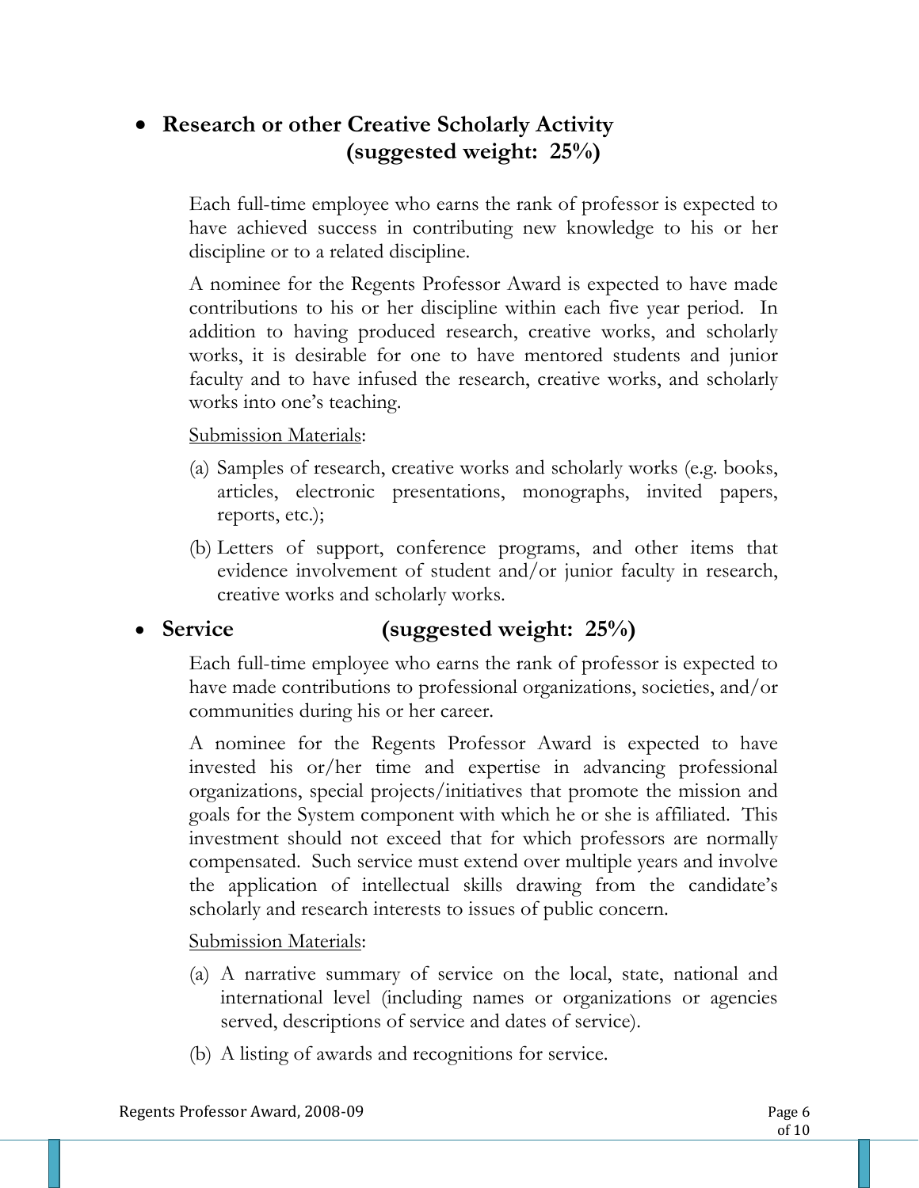- **Research or other Creative Scholarly Activity (suggested weight: 25%)**

  Each full-time employee who earns the rank of professor is expected to have achieved success in contributing new knowledge to his or her discipline or to a related discipline.

  A nominee for the Regents Professor Award is expected to have made contributions to his or her discipline within each five year period. In addition to having produced research, creative works, and scholarly works, it is desirable for one to have mentored students and junior faculty and to have infused the research, creative works, and scholarly works into one's teaching.

  <u>Submission Materials</u>:

  (a) Samples of research, creative works and scholarly works (e.g. books, articles, electronic presentations, monographs, invited papers, reports, etc.);

  (b) Letters of support, conference programs, and other items that evidence involvement of student and/or junior faculty in research, creative works and scholarly works.

- **Service (suggested weight: 25%)**

  Each full-time employee who earns the rank of professor is expected to have made contributions to professional organizations, societies, and/or communities during his or her career.

  A nominee for the Regents Professor Award is expected to have invested his or/her time and expertise in advancing professional organizations, special projects/initiatives that promote the mission and goals for the System component with which he or she is affiliated. This investment should not exceed that for which professors are normally compensated. Such service must extend over multiple years and involve the application of intellectual skills drawing from the candidate's scholarly and research interests to issues of public concern.

  <u>Submission Materials</u>:

  (a) A narrative summary of service on the local, state, national and international level (including names or organizations or agencies served, descriptions of service and dates of service).

  (b) A listing of awards and recognitions for service.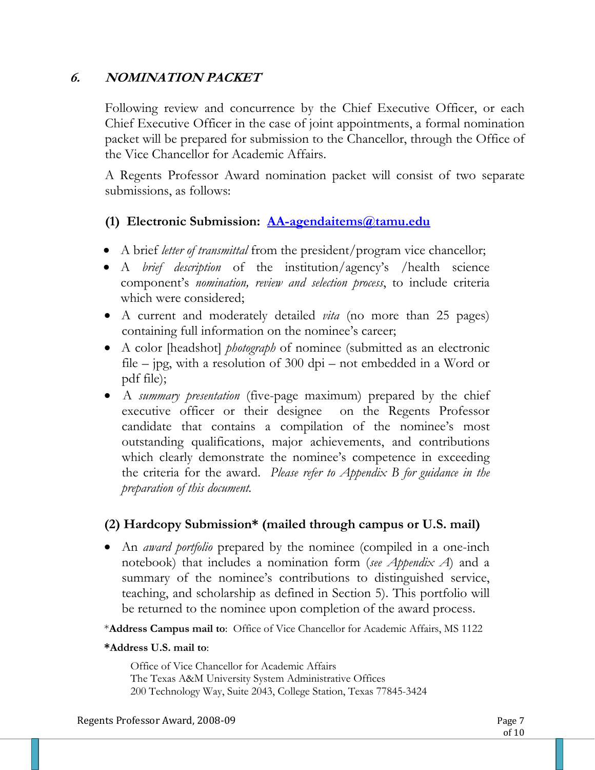## 6. *NOMINATION PACKET*

Following review and concurrence by the Chief Executive Officer, or each Chief Executive Officer in the case of joint appointments, a formal nomination packet will be prepared for submission to the Chancellor, through the Office of the Vice Chancellor for Academic Affairs.

A Regents Professor Award nomination packet will consist of two separate submissions, as follows:

### (1) Electronic Submission: AA-agendaitems@tamu.edu

- A brief *letter of transmittal* from the president/program vice chancellor;
- A *brief description* of the institution/agency's /health science component's *nomination, review and selection process*, to include criteria which were considered;
- A current and moderately detailed *vita* (no more than 25 pages) containing full information on the nominee's career;
- A color [headshot] *photograph* of nominee (submitted as an electronic file – jpg, with a resolution of 300 dpi – not embedded in a Word or pdf file);
- A *summary presentation* (five-page maximum) prepared by the chief executive officer or their designee on the Regents Professor candidate that contains a compilation of the nominee's most outstanding qualifications, major achievements, and contributions which clearly demonstrate the nominee's competence in exceeding the criteria for the award. *Please refer to Appendix B for guidance in the preparation of this document.*

### (2) Hardcopy Submission* (mailed through campus or U.S. mail)

- An *award portfolio* prepared by the nominee (compiled in a one-inch notebook) that includes a nomination form (*see Appendix A*) and a summary of the nominee's contributions to distinguished service, teaching, and scholarship as defined in Section 5). This portfolio will be returned to the nominee upon completion of the award process.

\***Address Campus mail to**: Office of Vice Chancellor for Academic Affairs, MS 1122

**\*Address U.S. mail to**:

Office of Vice Chancellor for Academic Affairs
The Texas A&M University System Administrative Offices
200 Technology Way, Suite 2043, College Station, Texas 77845-3424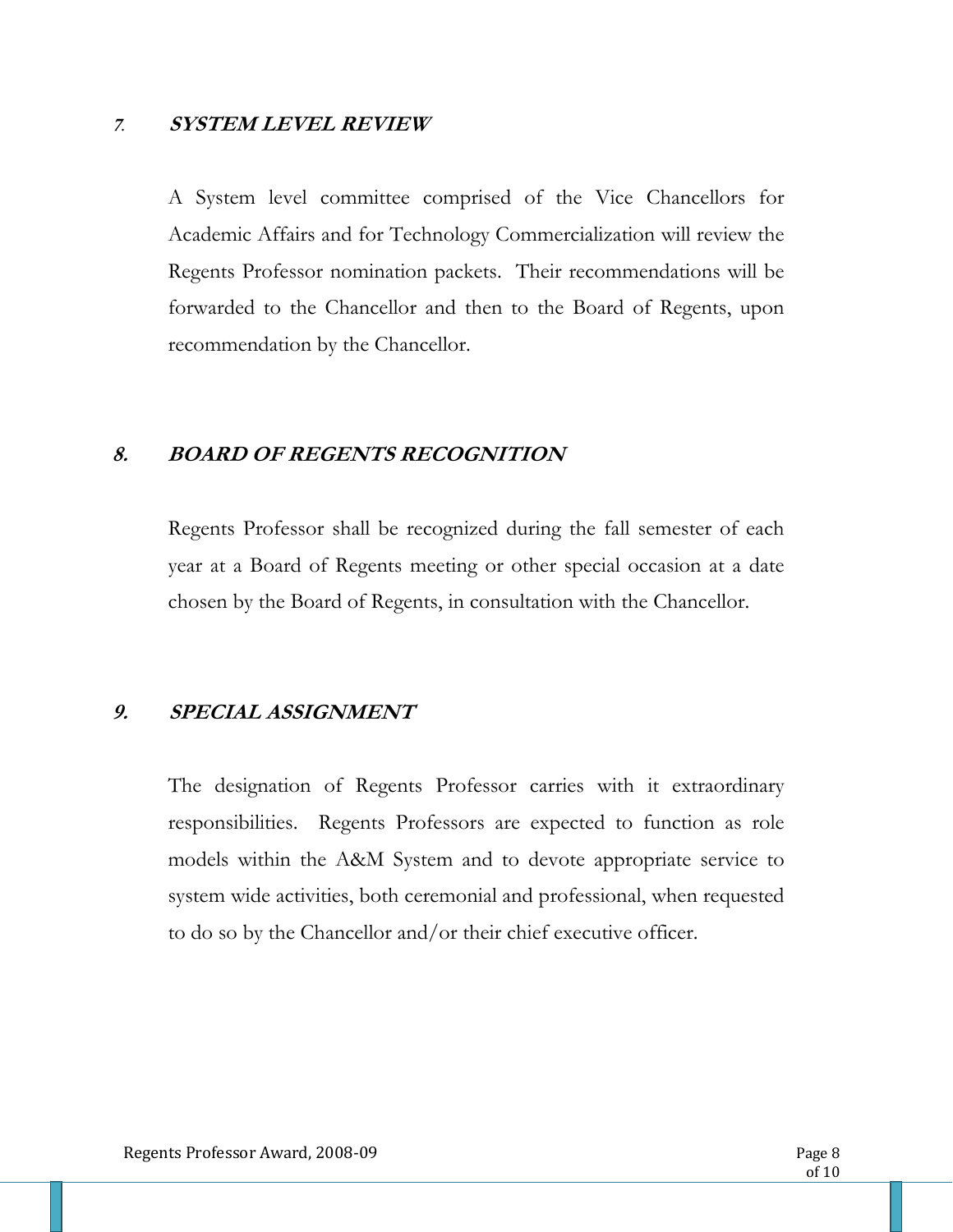## 7. *SYSTEM LEVEL REVIEW*

A System level committee comprised of the Vice Chancellors for Academic Affairs and for Technology Commercialization will review the Regents Professor nomination packets. Their recommendations will be forwarded to the Chancellor and then to the Board of Regents, upon recommendation by the Chancellor.

## 8. *BOARD OF REGENTS RECOGNITION*

Regents Professor shall be recognized during the fall semester of each year at a Board of Regents meeting or other special occasion at a date chosen by the Board of Regents, in consultation with the Chancellor.

## 9. *SPECIAL ASSIGNMENT*

The designation of Regents Professor carries with it extraordinary responsibilities. Regents Professors are expected to function as role models within the A&M System and to devote appropriate service to system wide activities, both ceremonial and professional, when requested to do so by the Chancellor and/or their chief executive officer.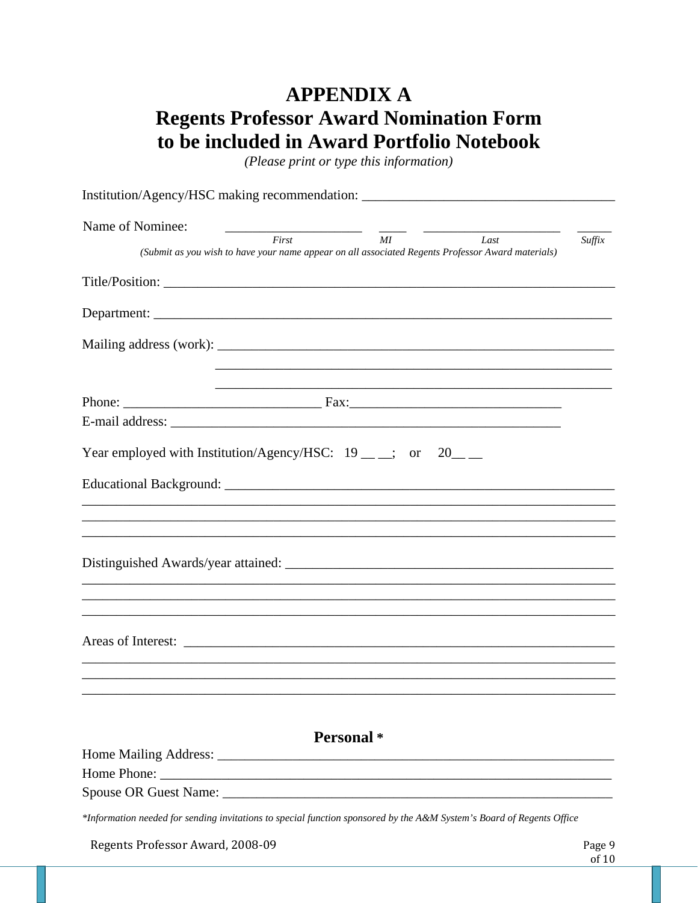# APPENDIX A
# Regents Professor Award Nomination Form to be included in Award Portfolio Notebook

*(Please print or type this information)*

Institution/Agency/HSC making recommendation: ____________________________________

Name of Nominee: ____________________ ____ ____________________ _____

*First* *MI* *Last* *Suffix*

*(Submit as you wish to have your name appear on all associated Regents Professor Award materials)*

Title/Position: ______________________________________________________________

Department: ________________________________________________________________

Mailing address (work): _______________________________________________________

_______________________________________________________

_______________________________________________________

Phone: _____________________________ Fax:_______________________________

E-mail address: ____________________________________________________________

Year employed with Institution/Agency/HSC: 19 __ __; or 20__ __

Educational Background: ______________________________________________________

______________________________________________________________________________

______________________________________________________________________________

______________________________________________________________________________

Distinguished Awards/year attained: _____________________________________________

______________________________________________________________________________

______________________________________________________________________________

______________________________________________________________________________

Areas of Interest: ____________________________________________________________

______________________________________________________________________________

______________________________________________________________________________

______________________________________________________________________________

## Personal *

Home Mailing Address: _______________________________________________________

Home Phone: ______________________________________________________________

Spouse OR Guest Name: ______________________________________________________

**Information needed for sending invitations to special function sponsored by the A&M System's Board of Regents Office*

Regents Professor Award, 2008-09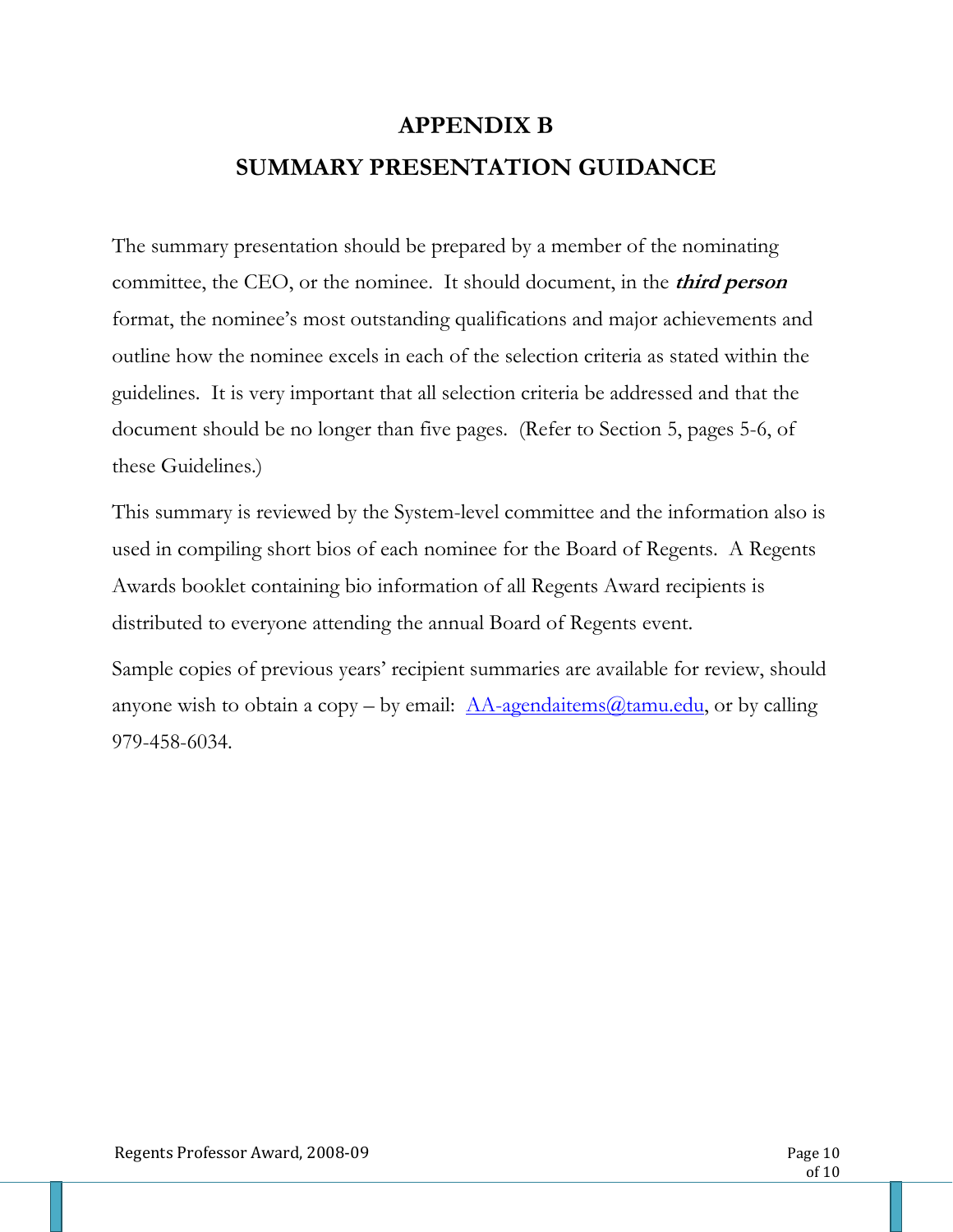# APPENDIX B

## SUMMARY PRESENTATION GUIDANCE

The summary presentation should be prepared by a member of the nominating committee, the CEO, or the nominee. It should document, in the ***third person*** format, the nominee's most outstanding qualifications and major achievements and outline how the nominee excels in each of the selection criteria as stated within the guidelines. It is very important that all selection criteria be addressed and that the document should be no longer than five pages. (Refer to Section 5, pages 5-6, of these Guidelines.)

This summary is reviewed by the System-level committee and the information also is used in compiling short bios of each nominee for the Board of Regents. A Regents Awards booklet containing bio information of all Regents Award recipients is distributed to everyone attending the annual Board of Regents event.

Sample copies of previous years' recipient summaries are available for review, should anyone wish to obtain a copy – by email: [AA-agendaitems@tamu.edu](mailto:AA-agendaitems@tamu.edu), or by calling 979-458-6034.